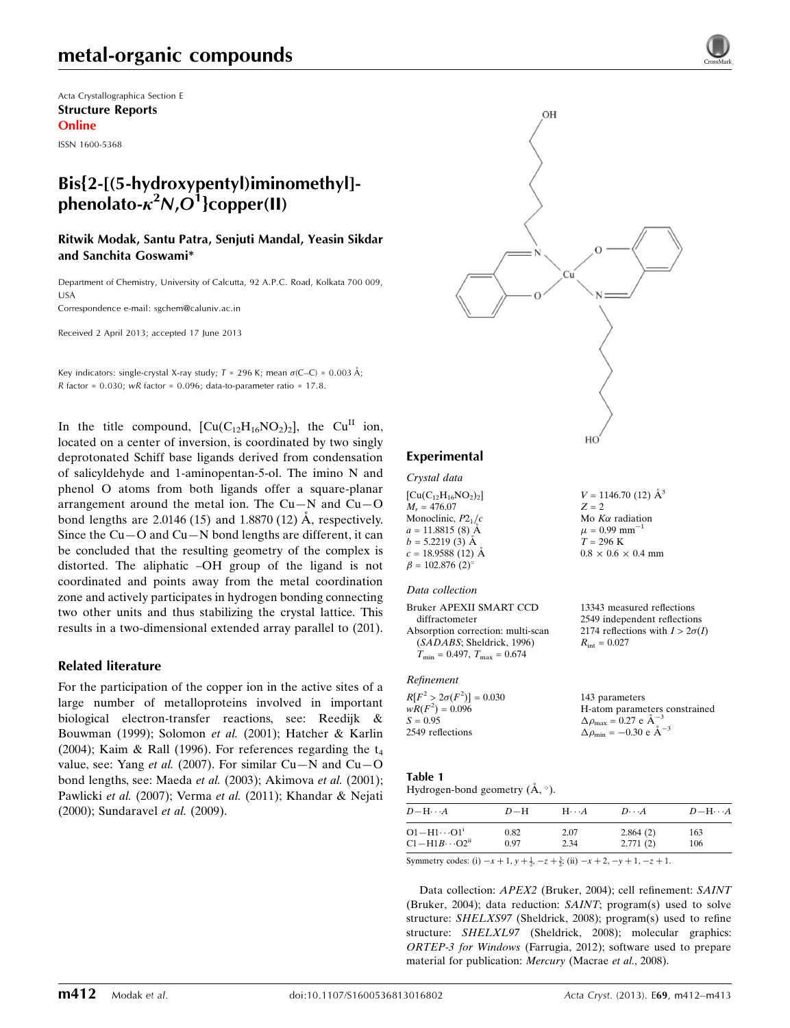Acta Crystallographica Section E
**Structure Reports Online**
ISSN 1600-5368

# Bis{2-[(5-hydroxypentyl)iminomethyl]-phenolato-$\kappa^2N,O^1$}copper(II)

**Ritwik Modak, Santu Patra, Senjuti Mandal, Yeasin Sikdar and Sanchita Goswami***

Department of Chemistry, University of Calcutta, 92 A.P.C. Road, Kolkata 700 009, USA
Correspondence e-mail: sgchem@caluniv.ac.in

Received 2 April 2013; accepted 17 June 2013

Key indicators: single-crystal X-ray study; $T$ = 296 K; mean $\sigma$(C–C) = 0.003 Å; $R$ factor = 0.030; $wR$ factor = 0.096; data-to-parameter ratio = 17.8.

In the title compound, $[Cu(C_{12}H_{16}NO_2)_2]$, the $Cu^{II}$ ion, located on a center of inversion, is coordinated by two singly deprotonated Schiff base ligands derived from condensation of salicyldehyde and 1-aminopentan-5-ol. The imino N and phenol O atoms from both ligands offer a square-planar arrangement around the metal ion. The Cu—N and Cu—O bond lengths are 2.0146 (15) and 1.8870 (12) Å, respectively. Since the Cu—O and Cu—N bond lengths are different, it can be concluded that the resulting geometry of the complex is distorted. The aliphatic –OH group of the ligand is not coordinated and points away from the metal coordination zone and actively participates in hydrogen bonding connecting two other units and thus stabilizing the crystal lattice. This results in a two-dimensional extended array parallel to (201).

## Related literature

For the participation of the copper ion in the active sites of a large number of metalloproteins involved in important biological electron-transfer reactions, see: Reedijk & Bouwman (1999); Solomon *et al.* (2001); Hatcher & Karlin (2004); Kaim & Rall (1996). For references regarding the $t_4$ value, see: Yang *et al.* (2007). For similar Cu—N and Cu—O bond lengths, see: Maeda *et al.* (2003); Akimova *et al.* (2001); Pawlicki *et al.* (2007); Verma *et al.* (2011); Khandar & Nejati (2000); Sundaravel *et al.* (2009).

## Experimental

### Crystal data

$[Cu(C_{12}H_{16}NO_2)_2]$
$M_r$ = 476.07
Monoclinic, $P2_1/c$
$a$ = 11.8815 (8) Å
$b$ = 5.2219 (3) Å
$c$ = 18.9588 (12) Å
$\beta$ = 102.876 (2)°
$V$ = 1146.70 (12) Å$^3$
$Z$ = 2
Mo $K\alpha$ radiation
$\mu$ = 0.99 mm$^{-1}$
$T$ = 296 K
0.8 × 0.6 × 0.4 mm

### Data collection

Bruker APEXII SMART CCD diffractometer
Absorption correction: multi-scan (*SADABS*; Sheldrick, 1996)
$T_{min}$ = 0.497, $T_{max}$ = 0.674
13343 measured reflections
2549 independent reflections
2174 reflections with $I > 2\sigma(I)$
$R_{int}$ = 0.027

### Refinement

$R[F^2 > 2\sigma(F^2)]$ = 0.030
$wR(F^2)$ = 0.096
$S$ = 0.95
2549 reflections
143 parameters
H-atom parameters constrained
$\Delta\rho_{max}$ = 0.27 e Å$^{-3}$
$\Delta\rho_{min}$ = −0.30 e Å$^{-3}$

**Table 1**
Hydrogen-bond geometry (Å, °).

| $D$—H$\cdots A$ | $D$—H | H$\cdots A$ | $D\cdots A$ | $D$—H$\cdots A$ |
|---|---|---|---|---|
| O1—H1$\cdots$O1$^{i}$ | 0.82 | 2.07 | 2.864 (2) | 163 |
| C1—H1$B\cdots$O2$^{ii}$ | 0.97 | 2.34 | 2.771 (2) | 106 |

Symmetry codes: (i) $-x+1, y+\frac{1}{2}, -z+\frac{3}{2}$; (ii) $-x+2, -y+1, -z+1$.

Data collection: *APEX2* (Bruker, 2004); cell refinement: *SAINT* (Bruker, 2004); data reduction: *SAINT*; program(s) used to solve structure: *SHELXS97* (Sheldrick, 2008); program(s) used to refine structure: *SHELXL97* (Sheldrick, 2008); molecular graphics: *ORTEP-3 for Windows* (Farrugia, 2012); software used to prepare material for publication: *Mercury* (Macrae *et al.*, 2008).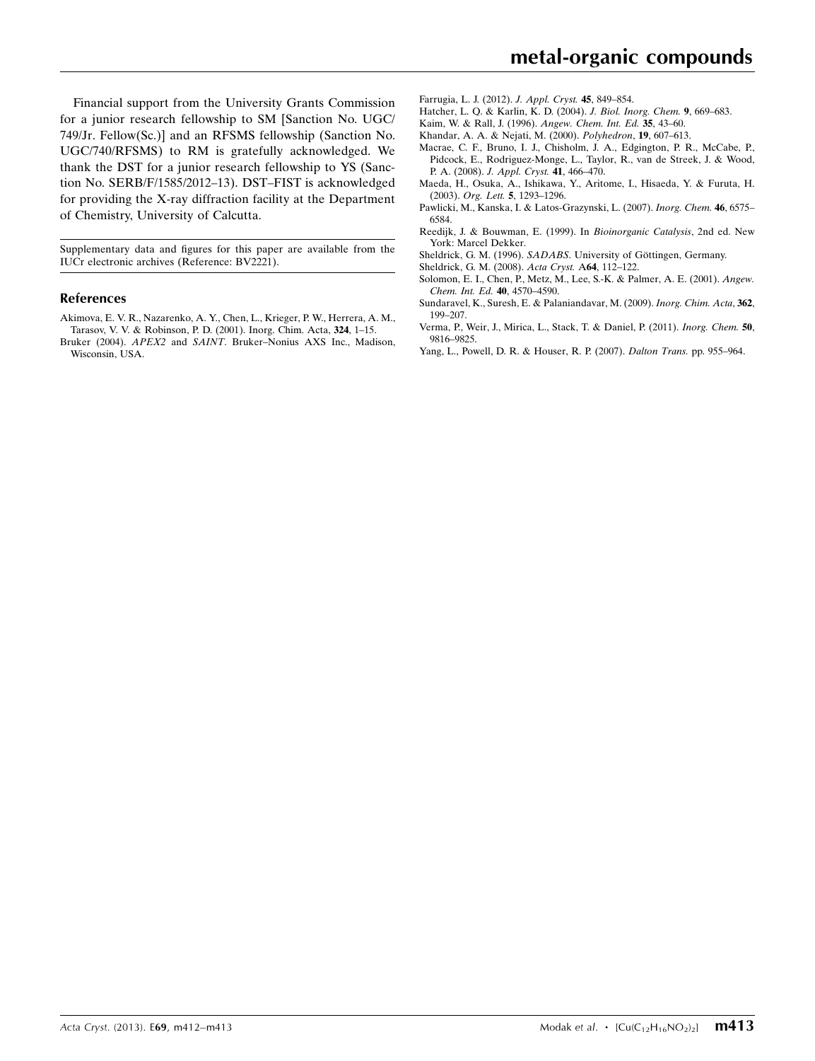Financial support from the University Grants Commission for a junior research fellowship to SM [Sanction No. UGC/749/Jr. Fellow(Sc.)] and an RFSMS fellowship (Sanction No. UGC/740/RFSMS) to RM is gratefully acknowledged. We thank the DST for a junior research fellowship to YS (Sanction No. SERB/F/1585/2012–13). DST–FIST is acknowledged for providing the X-ray diffraction facility at the Department of Chemistry, University of Calcutta.

Supplementary data and figures for this paper are available from the IUCr electronic archives (Reference: BV2221).

## References

Akimova, E. V. R., Nazarenko, A. Y., Chen, L., Krieger, P. W., Herrera, A. M., Tarasov, V. V. & Robinson, P. D. (2001). Inorg. Chim. Acta, **324**, 1–15.

Bruker (2004). *APEX2* and *SAINT*. Bruker–Nonius AXS Inc., Madison, Wisconsin, USA.

Farrugia, L. J. (2012). *J. Appl. Cryst.* **45**, 849–854.

Hatcher, L. Q. & Karlin, K. D. (2004). *J. Biol. Inorg. Chem.* **9**, 669–683.

Kaim, W. & Rall, J. (1996). *Angew. Chem. Int. Ed.* **35**, 43–60.

Khandar, A. A. & Nejati, M. (2000). *Polyhedron*, **19**, 607–613.

Macrae, C. F., Bruno, I. J., Chisholm, J. A., Edgington, P. R., McCabe, P., Pidcock, E., Rodriguez-Monge, L., Taylor, R., van de Streek, J. & Wood, P. A. (2008). *J. Appl. Cryst.* **41**, 466–470.

Maeda, H., Osuka, A., Ishikawa, Y., Aritome, I., Hisaeda, Y. & Furuta, H. (2003). *Org. Lett.* **5**, 1293–1296.

Pawlicki, M., Kanska, I. & Latos-Grazynski, L. (2007). *Inorg. Chem.* **46**, 6575–6584.

Reedijk, J. & Bouwman, E. (1999). In *Bioinorganic Catalysis*, 2nd ed. New York: Marcel Dekker.

Sheldrick, G. M. (1996). *SADABS*. University of Göttingen, Germany.

Sheldrick, G. M. (2008). *Acta Cryst.* A**64**, 112–122.

Solomon, E. I., Chen, P., Metz, M., Lee, S.-K. & Palmer, A. E. (2001). *Angew. Chem. Int. Ed.* **40**, 4570–4590.

Sundaravel, K., Suresh, E. & Palaniandavar, M. (2009). *Inorg. Chim. Acta*, **362**, 199–207.

Verma, P., Weir, J., Mirica, L., Stack, T. & Daniel, P. (2011). *Inorg. Chem.* **50**, 9816–9825.

Yang, L., Powell, D. R. & Houser, R. P. (2007). *Dalton Trans.* pp. 955–964.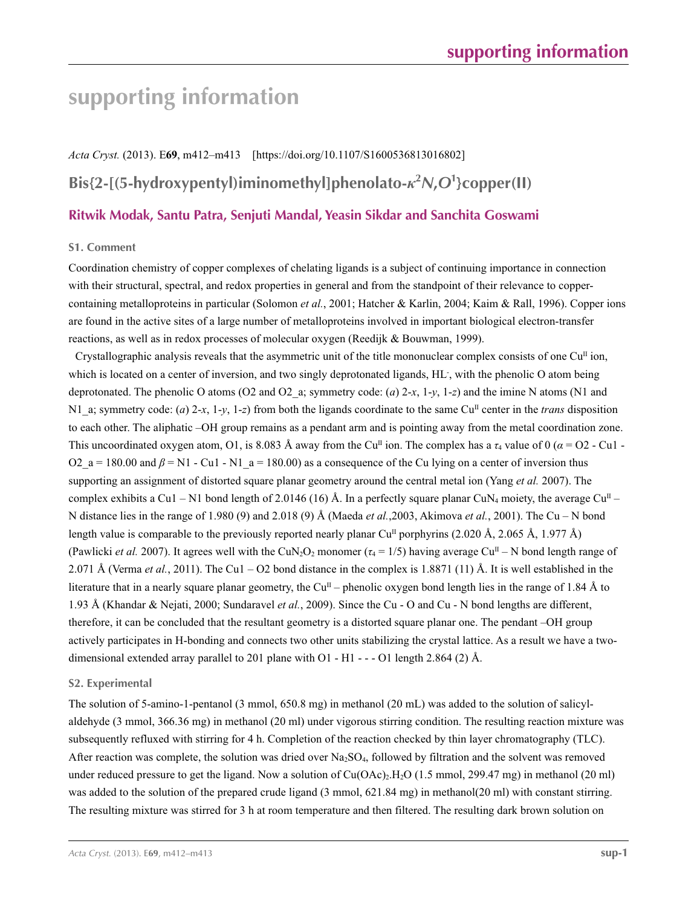# supporting information

*Acta Cryst.* (2013). E**69**, m412–m413    [https://doi.org/10.1107/S1600536813016802]

## Bis{2-[(5-hydroxypentyl)iminomethyl]phenolato-$\kappa^2N,O^1$}copper(II)

**Ritwik Modak, Santu Patra, Senjuti Mandal, Yeasin Sikdar and Sanchita Goswami**

### S1. Comment

Coordination chemistry of copper complexes of chelating ligands is a subject of continuing importance in connection with their structural, spectral, and redox properties in general and from the standpoint of their relevance to copper-containing metalloproteins in particular (Solomon *et al.*, 2001; Hatcher & Karlin, 2004; Kaim & Rall, 1996). Copper ions are found in the active sites of a large number of metalloproteins involved in important biological electron-transfer reactions, as well as in redox processes of molecular oxygen (Reedijk & Bouwman, 1999).

Crystallographic analysis reveals that the asymmetric unit of the title mononuclear complex consists of one $Cu^{II}$ ion, which is located on a center of inversion, and two singly deprotonated ligands, $HL^-$, with the phenolic O atom being deprotonated. The phenolic O atoms (O2 and O2_a; symmetry code: (*a*) 2-*x*, 1-*y*, 1-*z*) and the imine N atoms (N1 and N1_a; symmetry code: (*a*) 2-*x*, 1-*y*, 1-*z*) from both the ligands coordinate to the same $Cu^{II}$ center in the *trans* disposition to each other. The aliphatic –OH group remains as a pendant arm and is pointing away from the metal coordination zone. This uncoordinated oxygen atom, O1, is 8.083 Å away from the $Cu^{II}$ ion. The complex has a $\tau_4$ value of 0 ($\alpha$ = O2 - Cu1 - O2_a = 180.00 and $\beta$ = N1 - Cu1 - N1_a = 180.00) as a consequence of the Cu lying on a center of inversion thus supporting an assignment of distorted square planar geometry around the central metal ion (Yang *et al.* 2007). The complex exhibits a Cu1 – N1 bond length of 2.0146 (16) Å. In a perfectly square planar $CuN_4$ moiety, the average $Cu^{II}$ – N distance lies in the range of 1.980 (9) and 2.018 (9) Å (Maeda *et al.*,2003, Akimova *et al.*, 2001). The Cu – N bond length value is comparable to the previously reported nearly planar $Cu^{II}$ porphyrins (2.020 Å, 2.065 Å, 1.977 Å) (Pawlicki *et al.* 2007). It agrees well with the $CuN_2O_2$ monomer ($\tau_4$ = 1/5) having average $Cu^{II}$ – N bond length range of 2.071 Å (Verma *et al.*, 2011). The Cu1 – O2 bond distance in the complex is 1.8871 (11) Å. It is well established in the literature that in a nearly square planar geometry, the $Cu^{II}$ – phenolic oxygen bond length lies in the range of 1.84 Å to 1.93 Å (Khandar & Nejati, 2000; Sundaravel *et al.*, 2009). Since the Cu - O and Cu - N bond lengths are different, therefore, it can be concluded that the resultant geometry is a distorted square planar one. The pendant –OH group actively participates in H-bonding and connects two other units stabilizing the crystal lattice. As a result we have a two-dimensional extended array parallel to 201 plane with O1 - H1 - - - O1 length 2.864 (2) Å.

### S2. Experimental

The solution of 5-amino-1-pentanol (3 mmol, 650.8 mg) in methanol (20 mL) was added to the solution of salicyl-aldehyde (3 mmol, 366.36 mg) in methanol (20 ml) under vigorous stirring condition. The resulting reaction mixture was subsequently refluxed with stirring for 4 h. Completion of the reaction checked by thin layer chromatography (TLC). After reaction was complete, the solution was dried over $Na_2SO_4$, followed by filtration and the solvent was removed under reduced pressure to get the ligand. Now a solution of $Cu(OAc)_2.H_2O$ (1.5 mmol, 299.47 mg) in methanol (20 ml) was added to the solution of the prepared crude ligand (3 mmol, 621.84 mg) in methanol(20 ml) with constant stirring. The resulting mixture was stirred for 3 h at room temperature and then filtered. The resulting dark brown solution on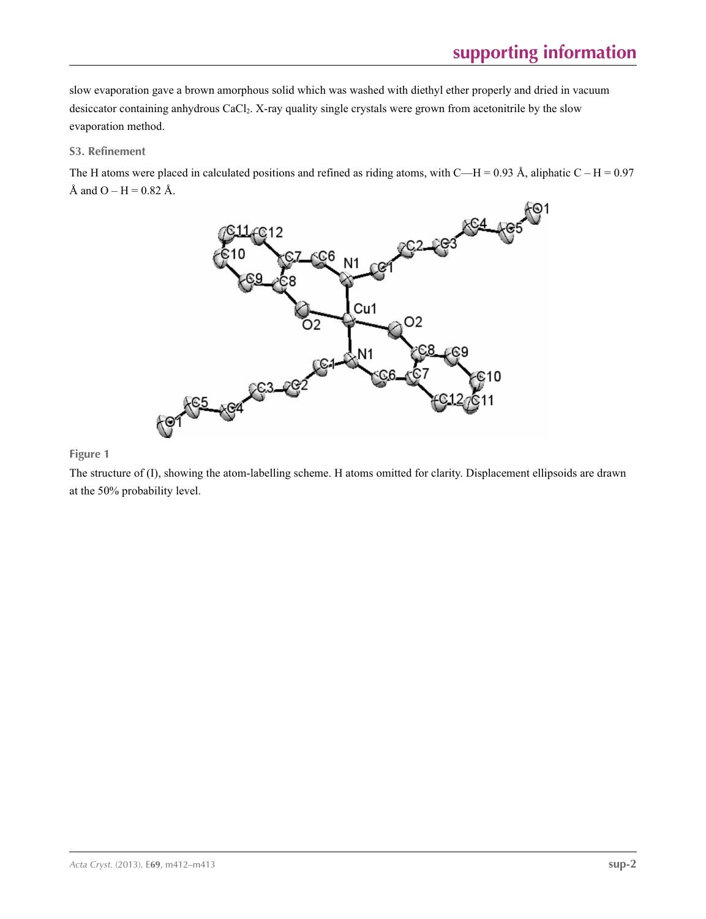slow evaporation gave a brown amorphous solid which was washed with diethyl ether properly and dried in vacuum desiccator containing anhydrous $CaCl_2$. X-ray quality single crystals were grown from acetonitrile by the slow evaporation method.

### S3. Refinement

The H atoms were placed in calculated positions and refined as riding atoms, with C—H = 0.93 Å, aliphatic C – H = 0.97 Å and O – H = 0.82 Å.

**Figure 1**

The structure of (I), showing the atom-labelling scheme. H atoms omitted for clarity. Displacement ellipsoids are drawn at the 50% probability level.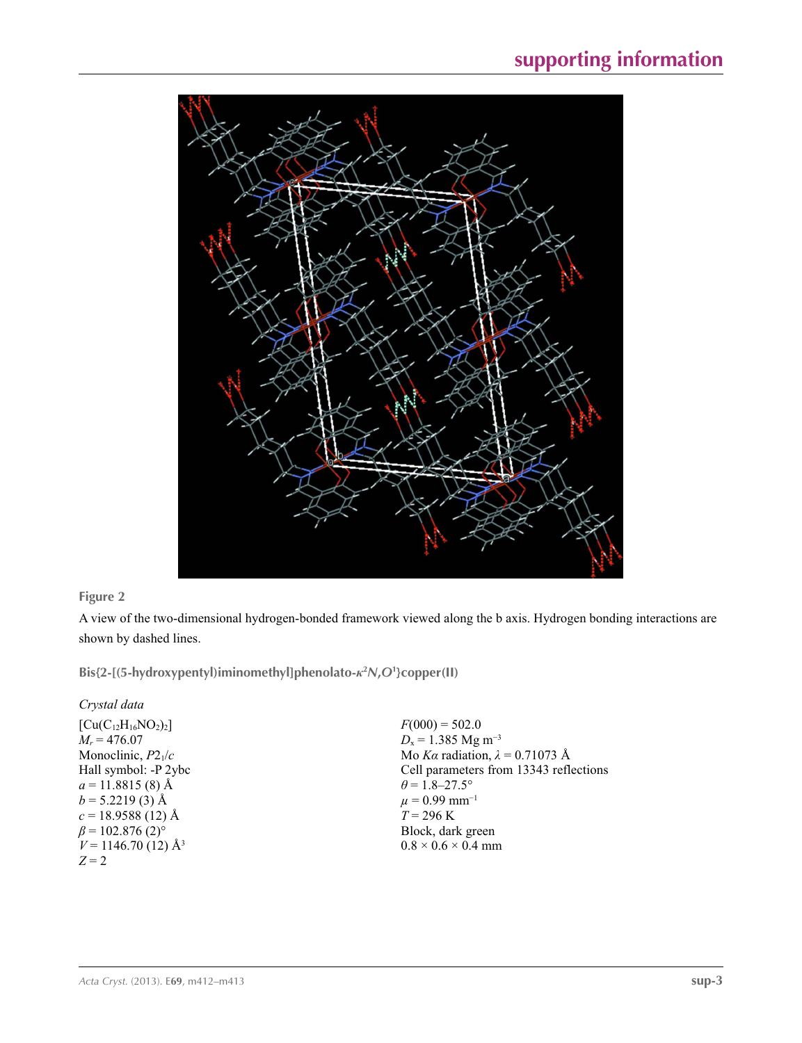**Figure 2**

A view of the two-dimensional hydrogen-bonded framework viewed along the b axis. Hydrogen bonding interactions are shown by dashed lines.

## Bis{2-[(5-hydroxypentyl)iminomethyl]phenolato-$\kappa^2N,O^1$}copper(II)

### *Crystal data*

$[Cu(C_{12}H_{16}NO_2)_2]$
$M_r = 476.07$
Monoclinic, $P2_1/c$
Hall symbol: -P 2ybc
$a = 11.8815$ (8) Å
$b = 5.2219$ (3) Å
$c = 18.9588$ (12) Å
$\beta = 102.876$ (2)°
$V = 1146.70$ (12) Å$^3$
$Z = 2$

$F(000) = 502.0$
$D_x = 1.385$ Mg m$^{-3}$
Mo $K\alpha$ radiation, $\lambda = 0.71073$ Å
Cell parameters from 13343 reflections
$\theta = 1.8$–27.5°
$\mu = 0.99$ mm$^{-1}$
$T = 296$ K
Block, dark green
0.8 × 0.6 × 0.4 mm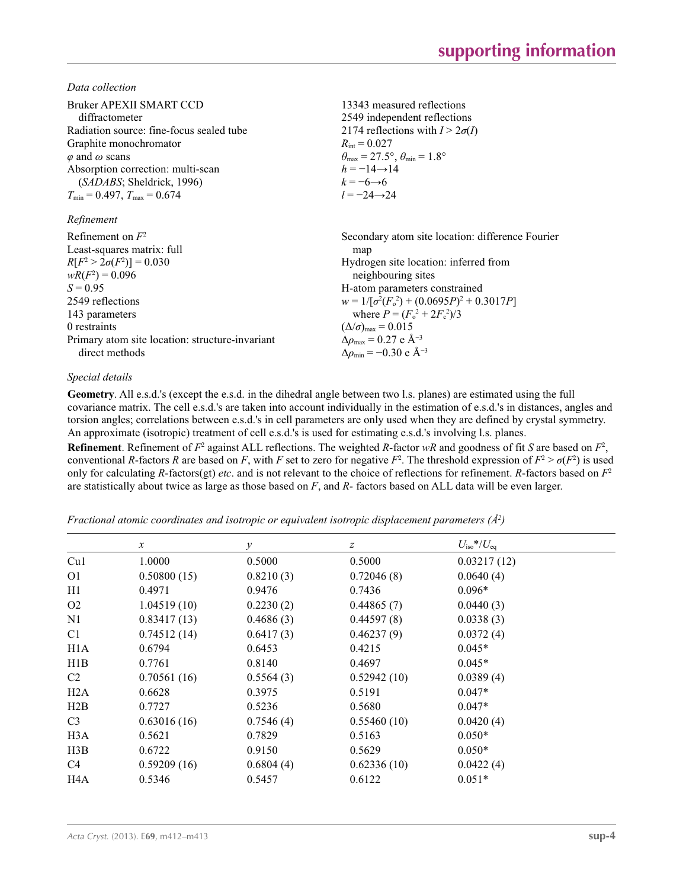*Data collection*

| | |
|---|---|
| Bruker APEXII SMART CCD diffractometer | 13343 measured reflections |
| Radiation source: fine-focus sealed tube | 2549 independent reflections |
| Graphite monochromator | 2174 reflections with $I > 2\sigma(I)$ |
| $\varphi$ and $\omega$ scans | $R_{int} = 0.027$ |
| Absorption correction: multi-scan (*SADABS*; Sheldrick, 1996) | $\theta_{max} = 27.5°$, $\theta_{min} = 1.8°$ |
| $T_{min} = 0.497$, $T_{max} = 0.674$ | $h = -14 \rightarrow 14$ |
| | $k = -6 \rightarrow 6$ |
| | $l = -24 \rightarrow 24$ |

*Refinement*

| | |
|---|---|
| Refinement on $F^2$ | Secondary atom site location: difference Fourier map |
| Least-squares matrix: full | Hydrogen site location: inferred from neighbouring sites |
| $R[F^2 > 2\sigma(F^2)] = 0.030$ | H-atom parameters constrained |
| $wR(F^2) = 0.096$ | $w = 1/[\sigma^2(F_o^2) + (0.0695P)^2 + 0.3017P]$ where $P = (F_o^2 + 2F_c^2)/3$ |
| $S = 0.95$ | $(\Delta/\sigma)_{max} = 0.015$ |
| 2549 reflections | $\Delta\rho_{max} = 0.27$ e Å$^{-3}$ |
| 143 parameters | $\Delta\rho_{min} = -0.30$ e Å$^{-3}$ |
| 0 restraints | |
| Primary atom site location: structure-invariant direct methods | |

*Special details*

**Geometry**. All e.s.d.'s (except the e.s.d. in the dihedral angle between two l.s. planes) are estimated using the full covariance matrix. The cell e.s.d.'s are taken into account individually in the estimation of e.s.d.'s in distances, angles and torsion angles; correlations between e.s.d.'s in cell parameters are only used when they are defined by crystal symmetry. An approximate (isotropic) treatment of cell e.s.d.'s is used for estimating e.s.d.'s involving l.s. planes.

**Refinement**. Refinement of $F^2$ against ALL reflections. The weighted $R$-factor $wR$ and goodness of fit $S$ are based on $F^2$, conventional $R$-factors $R$ are based on $F$, with $F$ set to zero for negative $F^2$. The threshold expression of $F^2 > \sigma(F^2)$ is used only for calculating $R$-factors(gt) *etc*. and is not relevant to the choice of reflections for refinement. $R$-factors based on $F^2$ are statistically about twice as large as those based on $F$, and $R$- factors based on ALL data will be even larger.

*Fractional atomic coordinates and isotropic or equivalent isotropic displacement parameters (Å$^2$)*

| | $x$ | $y$ | $z$ | $U_{iso}$\*/$U_{eq}$ |
|---|---|---|---|---|
| Cu1 | 1.0000 | 0.5000 | 0.5000 | 0.03217 (12) |
| O1 | 0.50800 (15) | 0.8210 (3) | 0.72046 (8) | 0.0640 (4) |
| H1 | 0.4971 | 0.9476 | 0.7436 | 0.096* |
| O2 | 1.04519 (10) | 0.2230 (2) | 0.44865 (7) | 0.0440 (3) |
| N1 | 0.83417 (13) | 0.4686 (3) | 0.44597 (8) | 0.0338 (3) |
| C1 | 0.74512 (14) | 0.6417 (3) | 0.46237 (9) | 0.0372 (4) |
| H1A | 0.6794 | 0.6453 | 0.4215 | 0.045* |
| H1B | 0.7761 | 0.8140 | 0.4697 | 0.045* |
| C2 | 0.70561 (16) | 0.5564 (3) | 0.52942 (10) | 0.0389 (4) |
| H2A | 0.6628 | 0.3975 | 0.5191 | 0.047* |
| H2B | 0.7727 | 0.5236 | 0.5680 | 0.047* |
| C3 | 0.63016 (16) | 0.7546 (4) | 0.55460 (10) | 0.0420 (4) |
| H3A | 0.5621 | 0.7829 | 0.5163 | 0.050* |
| H3B | 0.6722 | 0.9150 | 0.5629 | 0.050* |
| C4 | 0.59209 (16) | 0.6804 (4) | 0.62336 (10) | 0.0422 (4) |
| H4A | 0.5346 | 0.5457 | 0.6122 | 0.051* |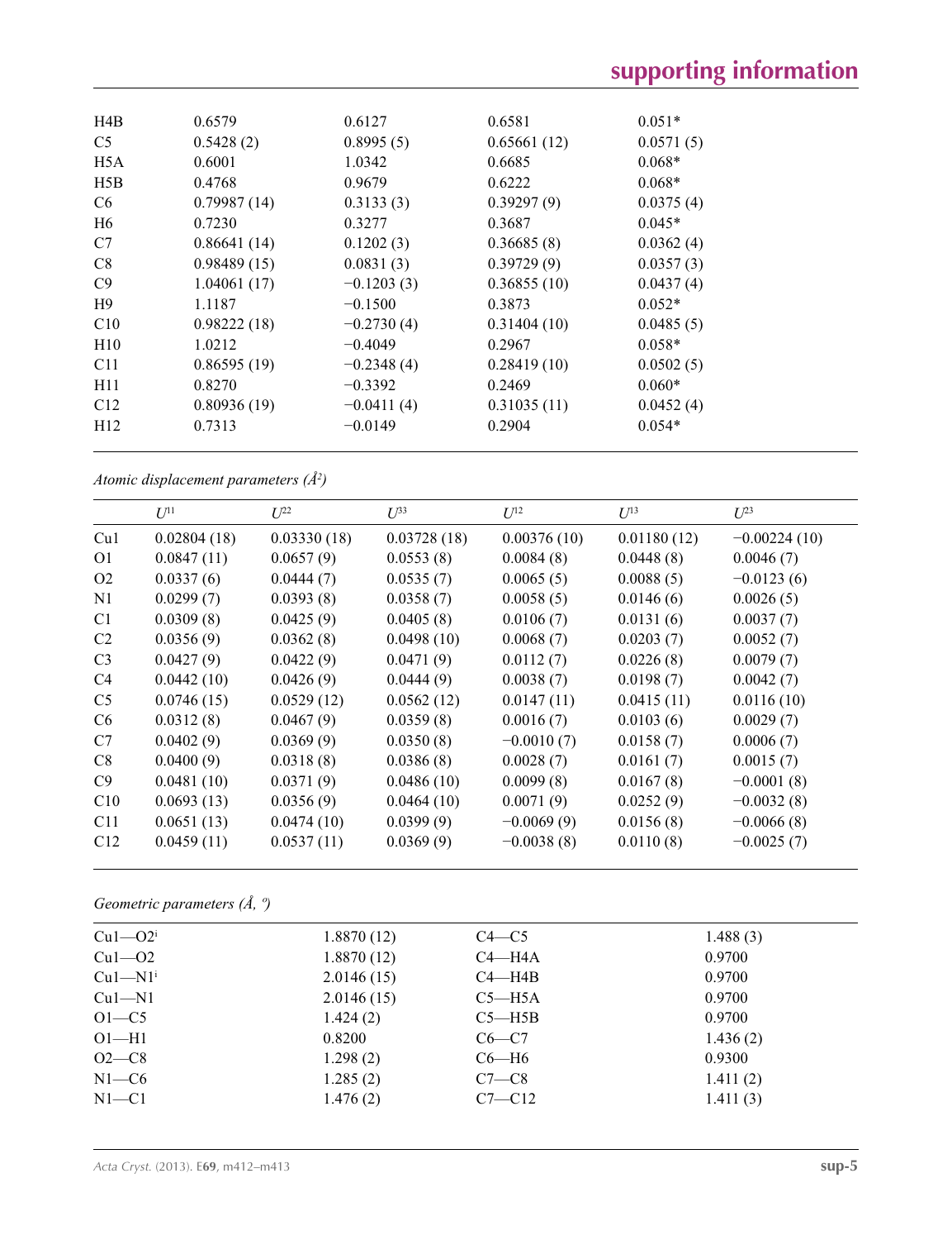| | | | | |
|---|---|---|---|---|
| H4B | 0.6579 | 0.6127 | 0.6581 | 0.051* |
| C5 | 0.5428 (2) | 0.8995 (5) | 0.65661 (12) | 0.0571 (5) |
| H5A | 0.6001 | 1.0342 | 0.6685 | 0.068* |
| H5B | 0.4768 | 0.9679 | 0.6222 | 0.068* |
| C6 | 0.79987 (14) | 0.3133 (3) | 0.39297 (9) | 0.0375 (4) |
| H6 | 0.7230 | 0.3277 | 0.3687 | 0.045* |
| C7 | 0.86641 (14) | 0.1202 (3) | 0.36685 (8) | 0.0362 (4) |
| C8 | 0.98489 (15) | 0.0831 (3) | 0.39729 (9) | 0.0357 (3) |
| C9 | 1.04061 (17) | −0.1203 (3) | 0.36855 (10) | 0.0437 (4) |
| H9 | 1.1187 | −0.1500 | 0.3873 | 0.052* |
| C10 | 0.98222 (18) | −0.2730 (4) | 0.31404 (10) | 0.0485 (5) |
| H10 | 1.0212 | −0.4049 | 0.2967 | 0.058* |
| C11 | 0.86595 (19) | −0.2348 (4) | 0.28419 (10) | 0.0502 (5) |
| H11 | 0.8270 | −0.3392 | 0.2469 | 0.060* |
| C12 | 0.80936 (19) | −0.0411 (4) | 0.31035 (11) | 0.0452 (4) |
| H12 | 0.7313 | −0.0149 | 0.2904 | 0.054* |

*Atomic displacement parameters (Å²)*

| | $U^{11}$ | $U^{22}$ | $U^{33}$ | $U^{12}$ | $U^{13}$ | $U^{23}$ |
|---|---|---|---|---|---|---|
| Cu1 | 0.02804 (18) | 0.03330 (18) | 0.03728 (18) | 0.00376 (10) | 0.01180 (12) | −0.00224 (10) |
| O1 | 0.0847 (11) | 0.0657 (9) | 0.0553 (8) | 0.0084 (8) | 0.0448 (8) | 0.0046 (7) |
| O2 | 0.0337 (6) | 0.0444 (7) | 0.0535 (7) | 0.0065 (5) | 0.0088 (5) | −0.0123 (6) |
| N1 | 0.0299 (7) | 0.0393 (8) | 0.0358 (7) | 0.0058 (5) | 0.0146 (6) | 0.0026 (5) |
| C1 | 0.0309 (8) | 0.0425 (9) | 0.0405 (8) | 0.0106 (7) | 0.0131 (6) | 0.0037 (7) |
| C2 | 0.0356 (9) | 0.0362 (8) | 0.0498 (10) | 0.0068 (7) | 0.0203 (7) | 0.0052 (7) |
| C3 | 0.0427 (9) | 0.0422 (9) | 0.0471 (9) | 0.0112 (7) | 0.0226 (8) | 0.0079 (7) |
| C4 | 0.0442 (10) | 0.0426 (9) | 0.0444 (9) | 0.0038 (7) | 0.0198 (7) | 0.0042 (7) |
| C5 | 0.0746 (15) | 0.0529 (12) | 0.0562 (12) | 0.0147 (11) | 0.0415 (11) | 0.0116 (10) |
| C6 | 0.0312 (8) | 0.0467 (9) | 0.0359 (8) | 0.0016 (7) | 0.0103 (6) | 0.0029 (7) |
| C7 | 0.0402 (9) | 0.0369 (9) | 0.0350 (8) | −0.0010 (7) | 0.0158 (7) | 0.0006 (7) |
| C8 | 0.0400 (9) | 0.0318 (8) | 0.0386 (8) | 0.0028 (7) | 0.0161 (7) | 0.0015 (7) |
| C9 | 0.0481 (10) | 0.0371 (9) | 0.0486 (10) | 0.0099 (8) | 0.0167 (8) | −0.0001 (8) |
| C10 | 0.0693 (13) | 0.0356 (9) | 0.0464 (10) | 0.0071 (9) | 0.0252 (9) | −0.0032 (8) |
| C11 | 0.0651 (13) | 0.0474 (10) | 0.0399 (9) | −0.0069 (9) | 0.0156 (8) | −0.0066 (8) |
| C12 | 0.0459 (11) | 0.0537 (11) | 0.0369 (9) | −0.0038 (8) | 0.0110 (8) | −0.0025 (7) |

*Geometric parameters (Å, º)*

| | | | |
|---|---|---|---|
| Cu1—O2$^{i}$ | 1.8870 (12) | C4—C5 | 1.488 (3) |
| Cu1—O2 | 1.8870 (12) | C4—H4A | 0.9700 |
| Cu1—N1$^{i}$ | 2.0146 (15) | C4—H4B | 0.9700 |
| Cu1—N1 | 2.0146 (15) | C5—H5A | 0.9700 |
| O1—C5 | 1.424 (2) | C5—H5B | 0.9700 |
| O1—H1 | 0.8200 | C6—C7 | 1.436 (2) |
| O2—C8 | 1.298 (2) | C6—H6 | 0.9300 |
| N1—C6 | 1.285 (2) | C7—C8 | 1.411 (2) |
| N1—C1 | 1.476 (2) | C7—C12 | 1.411 (3) |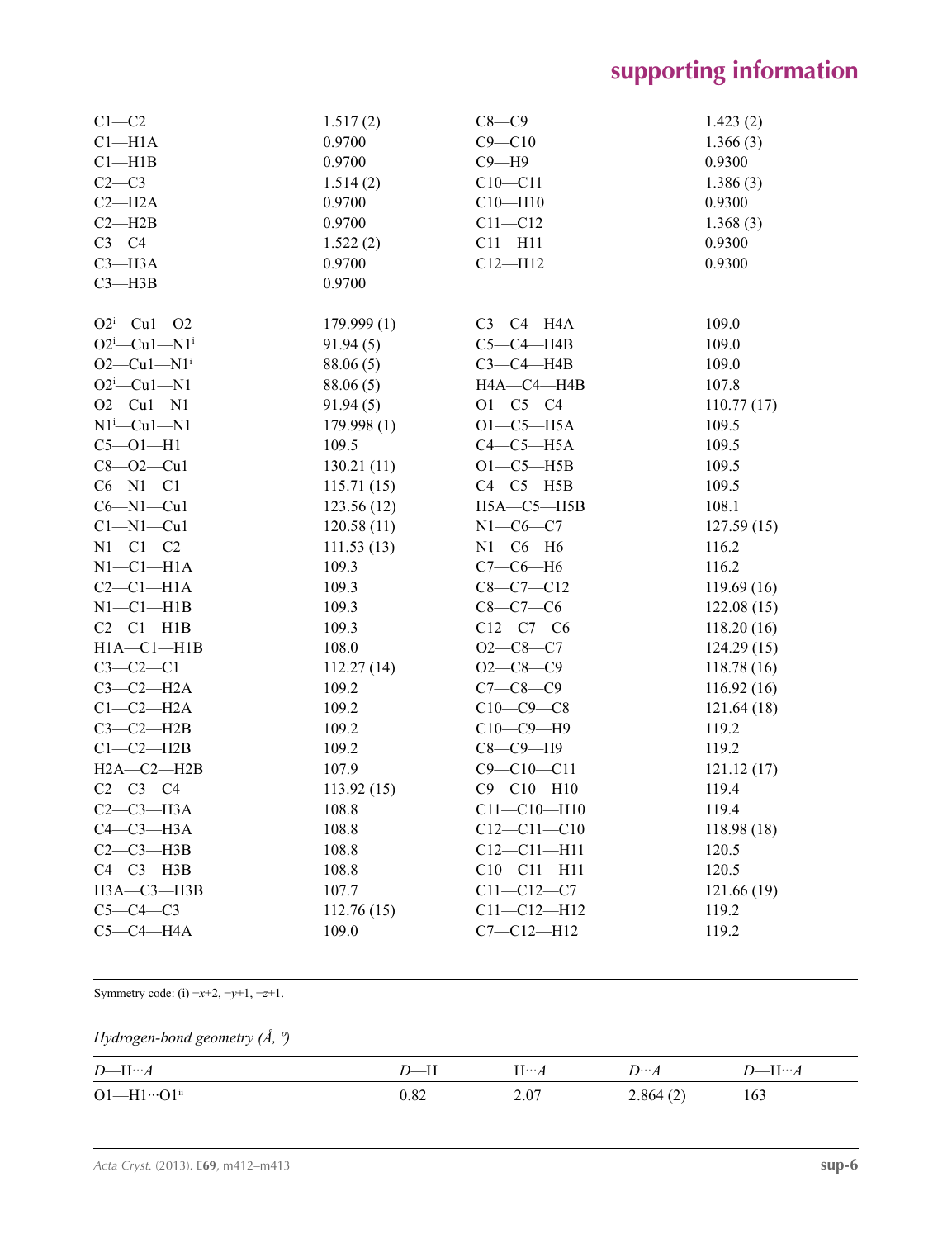| | | | |
|---|---|---|---|
| C1—C2 | 1.517 (2) | C8—C9 | 1.423 (2) |
| C1—H1A | 0.9700 | C9—C10 | 1.366 (3) |
| C1—H1B | 0.9700 | C9—H9 | 0.9300 |
| C2—C3 | 1.514 (2) | C10—C11 | 1.386 (3) |
| C2—H2A | 0.9700 | C10—H10 | 0.9300 |
| C2—H2B | 0.9700 | C11—C12 | 1.368 (3) |
| C3—C4 | 1.522 (2) | C11—H11 | 0.9300 |
| C3—H3A | 0.9700 | C12—H12 | 0.9300 |
| C3—H3B | 0.9700 | | |
| | | | |
| O2$^{i}$—Cu1—O2 | 179.999 (1) | C3—C4—H4A | 109.0 |
| O2$^{i}$—Cu1—N1$^{i}$ | 91.94 (5) | C5—C4—H4B | 109.0 |
| O2—Cu1—N1$^{i}$ | 88.06 (5) | C3—C4—H4B | 109.0 |
| O2$^{i}$—Cu1—N1 | 88.06 (5) | H4A—C4—H4B | 107.8 |
| O2—Cu1—N1 | 91.94 (5) | O1—C5—C4 | 110.77 (17) |
| N1$^{i}$—Cu1—N1 | 179.998 (1) | O1—C5—H5A | 109.5 |
| C5—O1—H1 | 109.5 | C4—C5—H5A | 109.5 |
| C8—O2—Cu1 | 130.21 (11) | O1—C5—H5B | 109.5 |
| C6—N1—C1 | 115.71 (15) | C4—C5—H5B | 109.5 |
| C6—N1—Cu1 | 123.56 (12) | H5A—C5—H5B | 108.1 |
| C1—N1—Cu1 | 120.58 (11) | N1—C6—C7 | 127.59 (15) |
| N1—C1—C2 | 111.53 (13) | N1—C6—H6 | 116.2 |
| N1—C1—H1A | 109.3 | C7—C6—H6 | 116.2 |
| C2—C1—H1A | 109.3 | C8—C7—C12 | 119.69 (16) |
| N1—C1—H1B | 109.3 | C8—C7—C6 | 122.08 (15) |
| C2—C1—H1B | 109.3 | C12—C7—C6 | 118.20 (16) |
| H1A—C1—H1B | 108.0 | O2—C8—C7 | 124.29 (15) |
| C3—C2—C1 | 112.27 (14) | O2—C8—C9 | 118.78 (16) |
| C3—C2—H2A | 109.2 | C7—C8—C9 | 116.92 (16) |
| C1—C2—H2A | 109.2 | C10—C9—C8 | 121.64 (18) |
| C3—C2—H2B | 109.2 | C10—C9—H9 | 119.2 |
| C1—C2—H2B | 109.2 | C8—C9—H9 | 119.2 |
| H2A—C2—H2B | 107.9 | C9—C10—C11 | 121.12 (17) |
| C2—C3—C4 | 113.92 (15) | C9—C10—H10 | 119.4 |
| C2—C3—H3A | 108.8 | C11—C10—H10 | 119.4 |
| C4—C3—H3A | 108.8 | C12—C11—C10 | 118.98 (18) |
| C2—C3—H3B | 108.8 | C12—C11—H11 | 120.5 |
| C4—C3—H3B | 108.8 | C10—C11—H11 | 120.5 |
| H3A—C3—H3B | 107.7 | C11—C12—C7 | 121.66 (19) |
| C5—C4—C3 | 112.76 (15) | C11—C12—H12 | 119.2 |
| C5—C4—H4A | 109.0 | C7—C12—H12 | 119.2 |

Symmetry code: (i) $-x+2, -y+1, -z+1$.

*Hydrogen-bond geometry (Å, º)*

| *D*—H···*A* | *D*—H | H···*A* | *D*···*A* | *D*—H···*A* |
|---|---|---|---|---|
| O1—H1···O1$^{ii}$ | 0.82 | 2.07 | 2.864 (2) | 163 |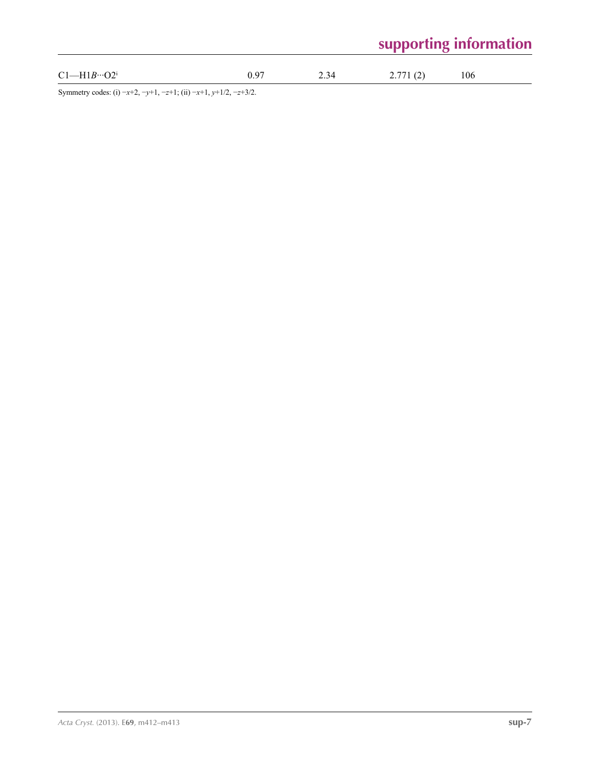| | | | | |
|---|---|---|---|---|
| C1—H1*B*···O2[i] | 0.97 | 2.34 | 2.771 (2) | 106 |

Symmetry codes: (i) −*x*+2, −*y*+1, −*z*+1; (ii) −*x*+1, *y*+1/2, −*z*+3/2.